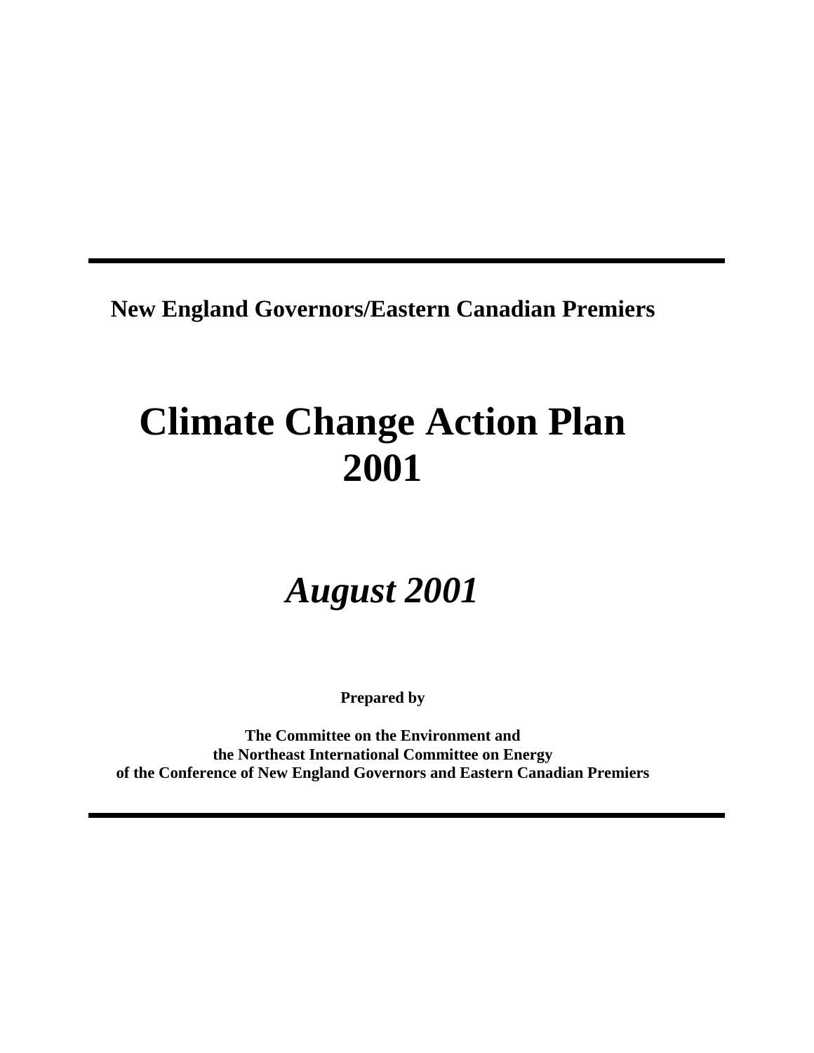**New England Governors/Eastern Canadian Premiers**

# Climate Change Action Plan 2001

## *August 2001*

**Prepared by**

**The Committee on the Environment and**
**the Northeast International Committee on Energy**
**of the Conference of New England Governors and Eastern Canadian Premiers**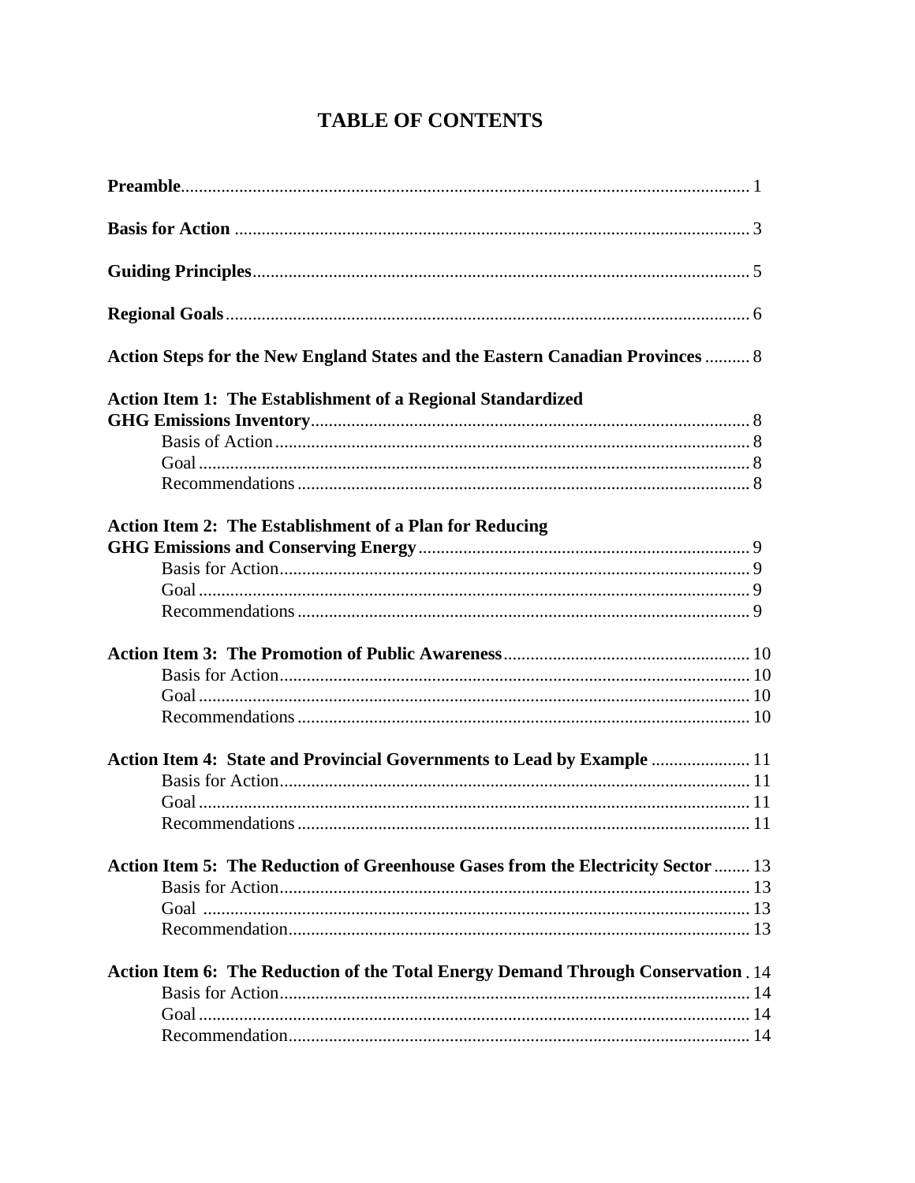# TABLE OF CONTENTS

**Preamble**............................................................................................................ 1

**Basis for Action** .................................................................................................. 3

**Guiding Principles**.............................................................................................. 5

**Regional Goals**.................................................................................................... 6

**Action Steps for the New England States and the Eastern Canadian Provinces** .......... 8

**Action Item 1: The Establishment of a Regional Standardized GHG Emissions Inventory**................................................................................................ 8

- Basis of Action......................................................................................... 8
- Goal.......................................................................................................... 8
- Recommendations.................................................................................... 8

**Action Item 2: The Establishment of a Plan for Reducing GHG Emissions and Conserving Energy**......................................................................... 9

- Basis for Action......................................................................................... 9
- Goal.......................................................................................................... 9
- Recommendations.................................................................................... 9

**Action Item 3: The Promotion of Public Awareness**...................................................... 10

- Basis for Action......................................................................................... 10
- Goal.......................................................................................................... 10
- Recommendations.................................................................................... 10

**Action Item 4: State and Provincial Governments to Lead by Example** ...................... 11

- Basis for Action......................................................................................... 11
- Goal.......................................................................................................... 11
- Recommendations.................................................................................... 11

**Action Item 5: The Reduction of Greenhouse Gases from the Electricity Sector** ........ 13

- Basis for Action......................................................................................... 13
- Goal ......................................................................................................... 13
- Recommendation...................................................................................... 13

**Action Item 6: The Reduction of the Total Energy Demand Through Conservation** . 14

- Basis for Action......................................................................................... 14
- Goal.......................................................................................................... 14
- Recommendation...................................................................................... 14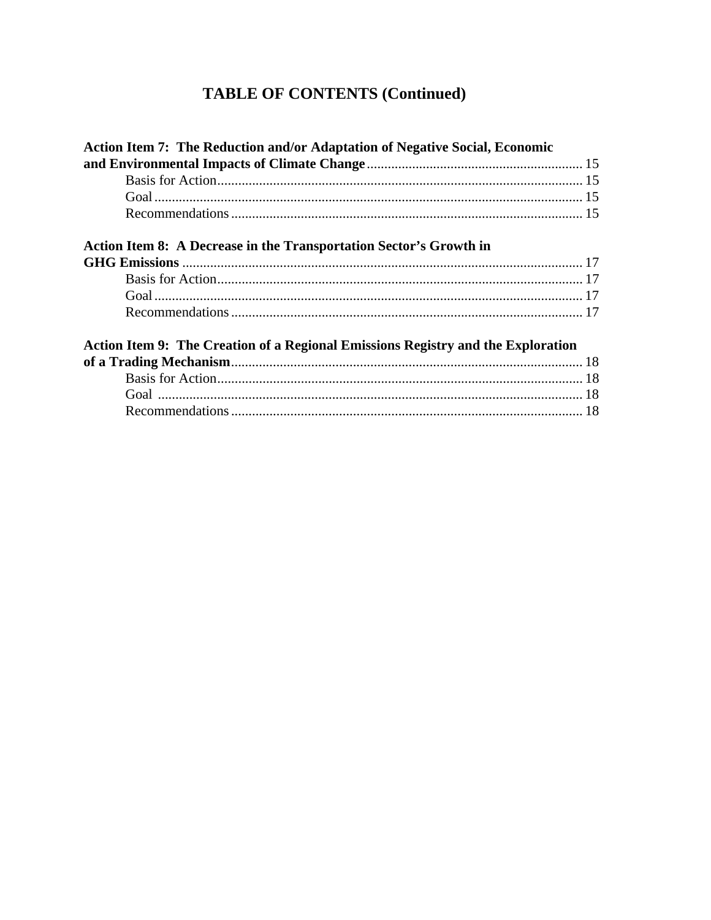# TABLE OF CONTENTS (Continued)

**Action Item 7: The Reduction and/or Adaptation of Negative Social, Economic and Environmental Impacts of Climate Change** ........ 15

- Basis for Action ........ 15
- Goal ........ 15
- Recommendations ........ 15

**Action Item 8: A Decrease in the Transportation Sector's Growth in GHG Emissions** ........ 17

- Basis for Action ........ 17
- Goal ........ 17
- Recommendations ........ 17

**Action Item 9: The Creation of a Regional Emissions Registry and the Exploration of a Trading Mechanism** ........ 18

- Basis for Action ........ 18
- Goal ........ 18
- Recommendations ........ 18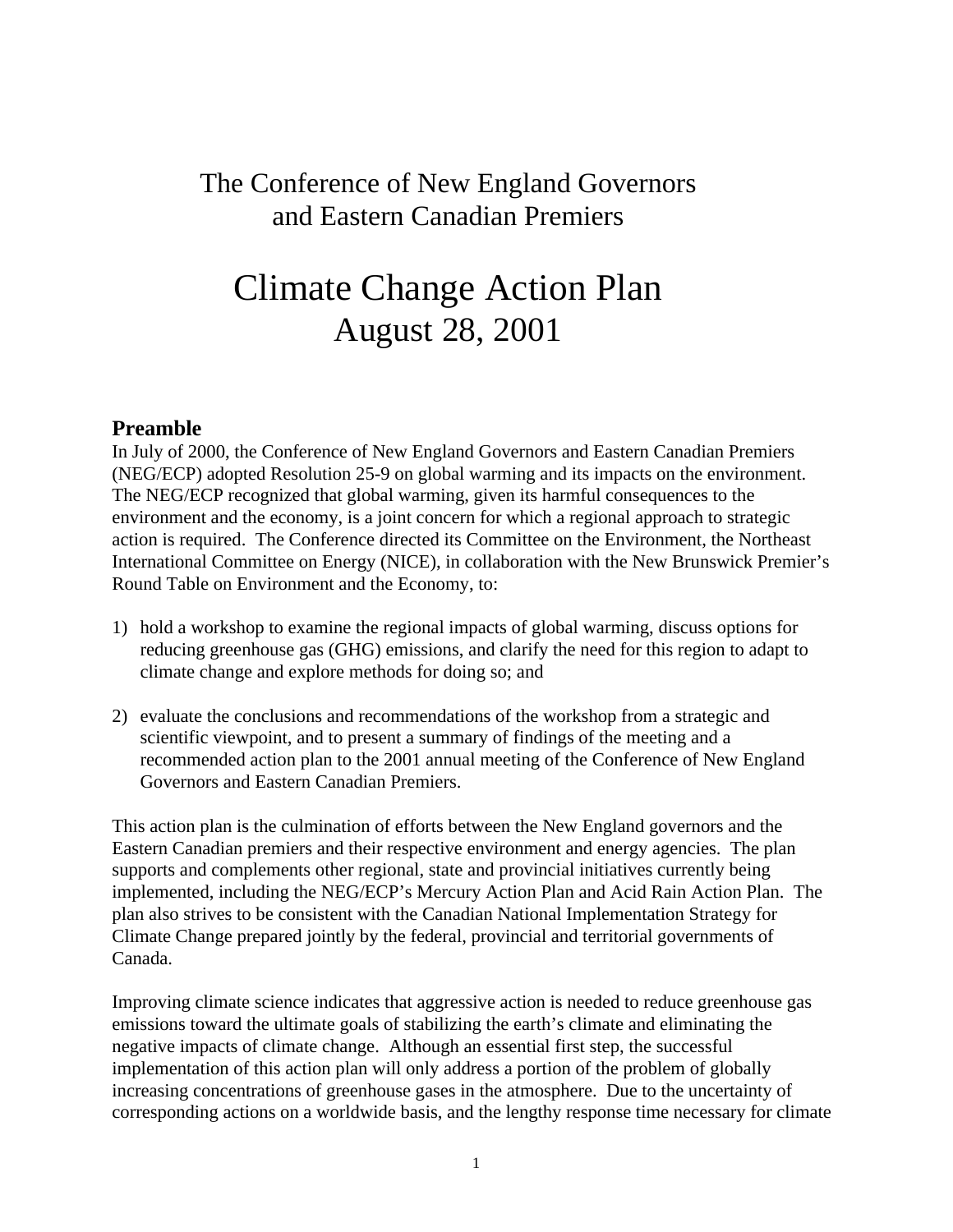# The Conference of New England Governors and Eastern Canadian Premiers

# Climate Change Action Plan
## August 28, 2001

### Preamble

In July of 2000, the Conference of New England Governors and Eastern Canadian Premiers (NEG/ECP) adopted Resolution 25-9 on global warming and its impacts on the environment. The NEG/ECP recognized that global warming, given its harmful consequences to the environment and the economy, is a joint concern for which a regional approach to strategic action is required. The Conference directed its Committee on the Environment, the Northeast International Committee on Energy (NICE), in collaboration with the New Brunswick Premier's Round Table on Environment and the Economy, to:

1) hold a workshop to examine the regional impacts of global warming, discuss options for reducing greenhouse gas (GHG) emissions, and clarify the need for this region to adapt to climate change and explore methods for doing so; and

2) evaluate the conclusions and recommendations of the workshop from a strategic and scientific viewpoint, and to present a summary of findings of the meeting and a recommended action plan to the 2001 annual meeting of the Conference of New England Governors and Eastern Canadian Premiers.

This action plan is the culmination of efforts between the New England governors and the Eastern Canadian premiers and their respective environment and energy agencies. The plan supports and complements other regional, state and provincial initiatives currently being implemented, including the NEG/ECP's Mercury Action Plan and Acid Rain Action Plan. The plan also strives to be consistent with the Canadian National Implementation Strategy for Climate Change prepared jointly by the federal, provincial and territorial governments of Canada.

Improving climate science indicates that aggressive action is needed to reduce greenhouse gas emissions toward the ultimate goals of stabilizing the earth's climate and eliminating the negative impacts of climate change. Although an essential first step, the successful implementation of this action plan will only address a portion of the problem of globally increasing concentrations of greenhouse gases in the atmosphere. Due to the uncertainty of corresponding actions on a worldwide basis, and the lengthy response time necessary for climate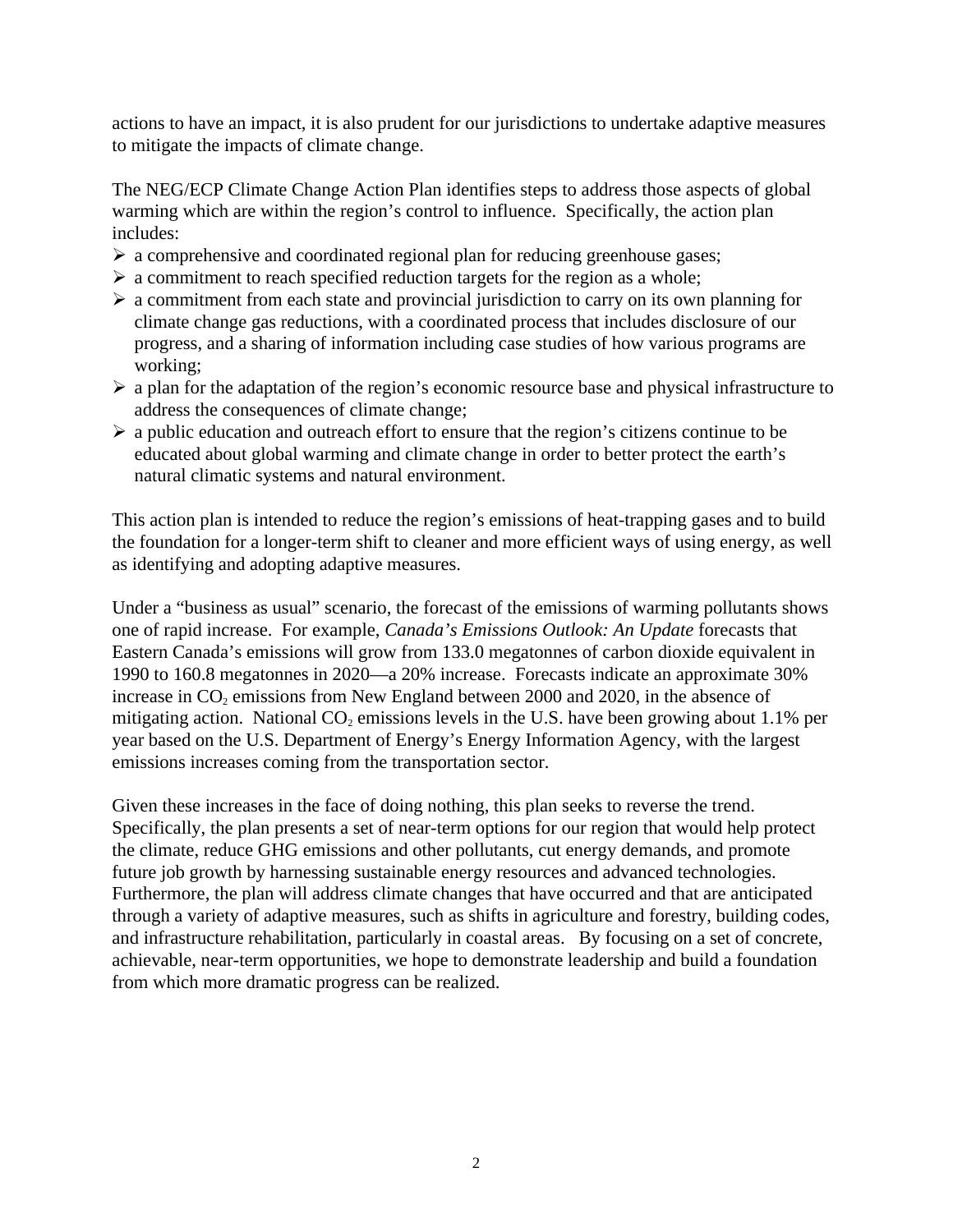actions to have an impact, it is also prudent for our jurisdictions to undertake adaptive measures to mitigate the impacts of climate change.

The NEG/ECP Climate Change Action Plan identifies steps to address those aspects of global warming which are within the region's control to influence. Specifically, the action plan includes:

- a comprehensive and coordinated regional plan for reducing greenhouse gases;
- a commitment to reach specified reduction targets for the region as a whole;
- a commitment from each state and provincial jurisdiction to carry on its own planning for climate change gas reductions, with a coordinated process that includes disclosure of our progress, and a sharing of information including case studies of how various programs are working;
- a plan for the adaptation of the region's economic resource base and physical infrastructure to address the consequences of climate change;
- a public education and outreach effort to ensure that the region's citizens continue to be educated about global warming and climate change in order to better protect the earth's natural climatic systems and natural environment.

This action plan is intended to reduce the region's emissions of heat-trapping gases and to build the foundation for a longer-term shift to cleaner and more efficient ways of using energy, as well as identifying and adopting adaptive measures.

Under a "business as usual" scenario, the forecast of the emissions of warming pollutants shows one of rapid increase. For example, *Canada's Emissions Outlook: An Update* forecasts that Eastern Canada's emissions will grow from 133.0 megatonnes of carbon dioxide equivalent in 1990 to 160.8 megatonnes in 2020—a 20% increase. Forecasts indicate an approximate 30% increase in $CO_2$ emissions from New England between 2000 and 2020, in the absence of mitigating action. National $CO_2$ emissions levels in the U.S. have been growing about 1.1% per year based on the U.S. Department of Energy's Energy Information Agency, with the largest emissions increases coming from the transportation sector.

Given these increases in the face of doing nothing, this plan seeks to reverse the trend. Specifically, the plan presents a set of near-term options for our region that would help protect the climate, reduce GHG emissions and other pollutants, cut energy demands, and promote future job growth by harnessing sustainable energy resources and advanced technologies. Furthermore, the plan will address climate changes that have occurred and that are anticipated through a variety of adaptive measures, such as shifts in agriculture and forestry, building codes, and infrastructure rehabilitation, particularly in coastal areas. By focusing on a set of concrete, achievable, near-term opportunities, we hope to demonstrate leadership and build a foundation from which more dramatic progress can be realized.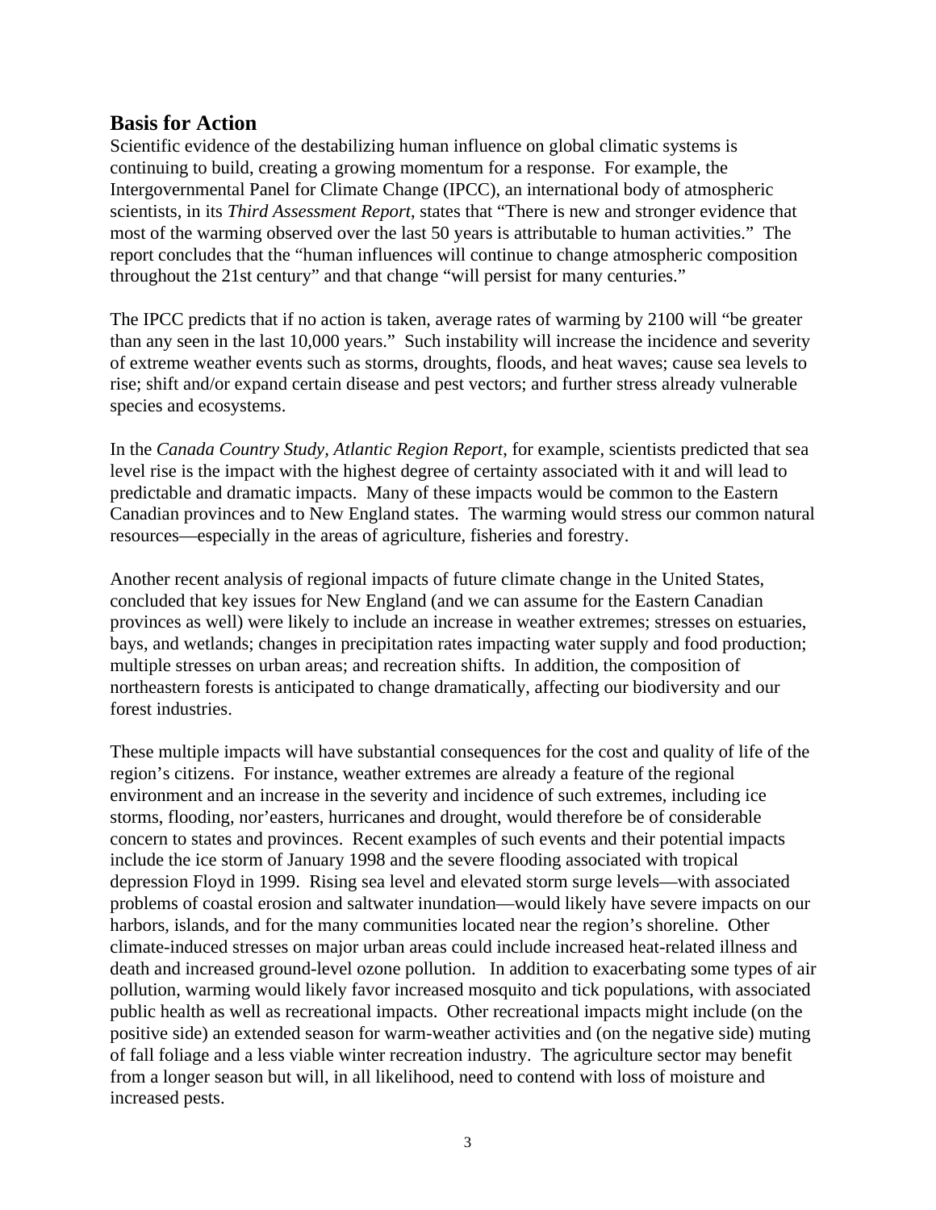## Basis for Action

Scientific evidence of the destabilizing human influence on global climatic systems is continuing to build, creating a growing momentum for a response. For example, the Intergovernmental Panel for Climate Change (IPCC), an international body of atmospheric scientists, in its *Third Assessment Report*, states that "There is new and stronger evidence that most of the warming observed over the last 50 years is attributable to human activities." The report concludes that the "human influences will continue to change atmospheric composition throughout the 21st century" and that change "will persist for many centuries."

The IPCC predicts that if no action is taken, average rates of warming by 2100 will "be greater than any seen in the last 10,000 years." Such instability will increase the incidence and severity of extreme weather events such as storms, droughts, floods, and heat waves; cause sea levels to rise; shift and/or expand certain disease and pest vectors; and further stress already vulnerable species and ecosystems.

In the *Canada Country Study, Atlantic Region Report*, for example, scientists predicted that sea level rise is the impact with the highest degree of certainty associated with it and will lead to predictable and dramatic impacts. Many of these impacts would be common to the Eastern Canadian provinces and to New England states. The warming would stress our common natural resources—especially in the areas of agriculture, fisheries and forestry.

Another recent analysis of regional impacts of future climate change in the United States, concluded that key issues for New England (and we can assume for the Eastern Canadian provinces as well) were likely to include an increase in weather extremes; stresses on estuaries, bays, and wetlands; changes in precipitation rates impacting water supply and food production; multiple stresses on urban areas; and recreation shifts. In addition, the composition of northeastern forests is anticipated to change dramatically, affecting our biodiversity and our forest industries.

These multiple impacts will have substantial consequences for the cost and quality of life of the region's citizens. For instance, weather extremes are already a feature of the regional environment and an increase in the severity and incidence of such extremes, including ice storms, flooding, nor'easters, hurricanes and drought, would therefore be of considerable concern to states and provinces. Recent examples of such events and their potential impacts include the ice storm of January 1998 and the severe flooding associated with tropical depression Floyd in 1999. Rising sea level and elevated storm surge levels—with associated problems of coastal erosion and saltwater inundation—would likely have severe impacts on our harbors, islands, and for the many communities located near the region's shoreline. Other climate-induced stresses on major urban areas could include increased heat-related illness and death and increased ground-level ozone pollution. In addition to exacerbating some types of air pollution, warming would likely favor increased mosquito and tick populations, with associated public health as well as recreational impacts. Other recreational impacts might include (on the positive side) an extended season for warm-weather activities and (on the negative side) muting of fall foliage and a less viable winter recreation industry. The agriculture sector may benefit from a longer season but will, in all likelihood, need to contend with loss of moisture and increased pests.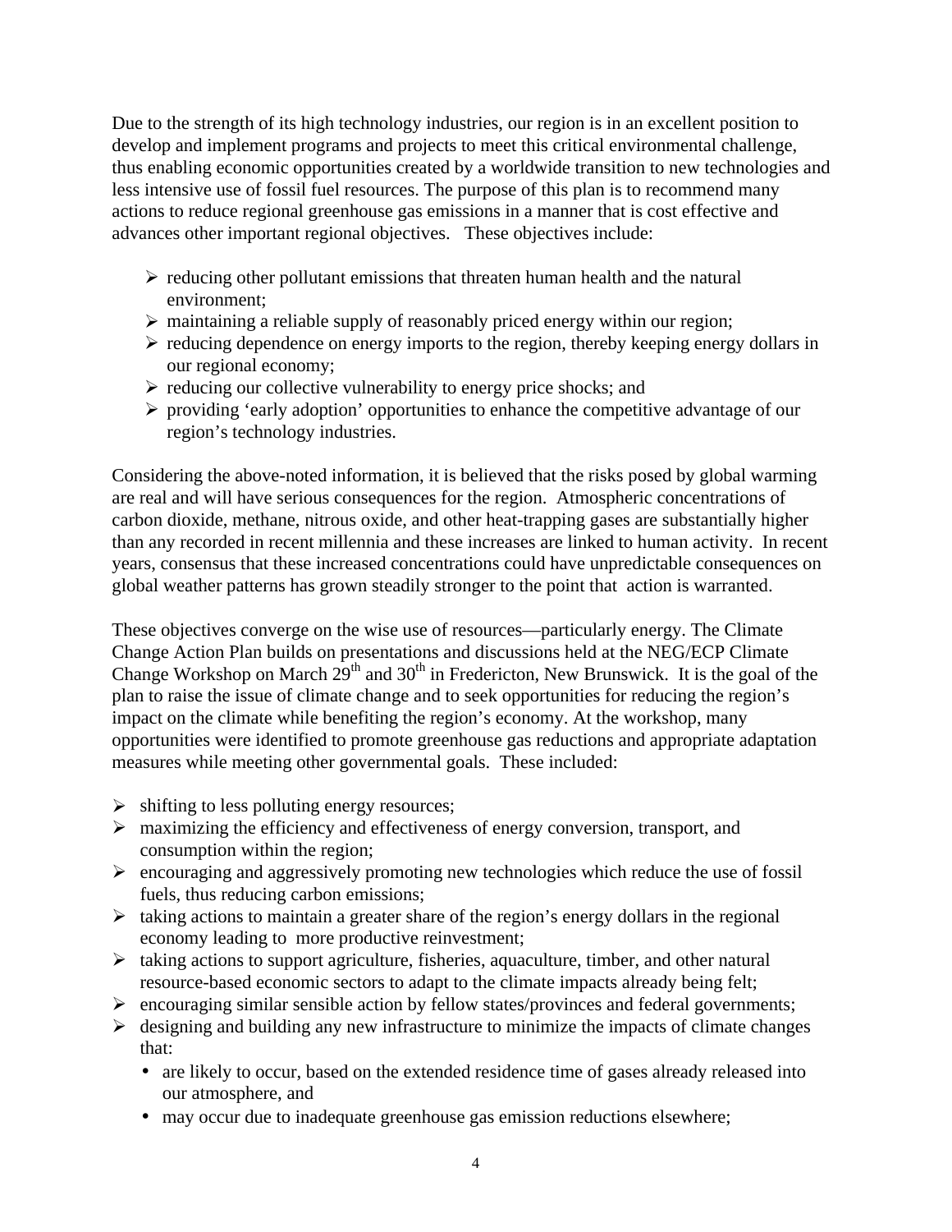Due to the strength of its high technology industries, our region is in an excellent position to develop and implement programs and projects to meet this critical environmental challenge, thus enabling economic opportunities created by a worldwide transition to new technologies and less intensive use of fossil fuel resources. The purpose of this plan is to recommend many actions to reduce regional greenhouse gas emissions in a manner that is cost effective and advances other important regional objectives. These objectives include:

- reducing other pollutant emissions that threaten human health and the natural environment;
- maintaining a reliable supply of reasonably priced energy within our region;
- reducing dependence on energy imports to the region, thereby keeping energy dollars in our regional economy;
- reducing our collective vulnerability to energy price shocks; and
- providing 'early adoption' opportunities to enhance the competitive advantage of our region's technology industries.

Considering the above-noted information, it is believed that the risks posed by global warming are real and will have serious consequences for the region. Atmospheric concentrations of carbon dioxide, methane, nitrous oxide, and other heat-trapping gases are substantially higher than any recorded in recent millennia and these increases are linked to human activity. In recent years, consensus that these increased concentrations could have unpredictable consequences on global weather patterns has grown steadily stronger to the point that action is warranted.

These objectives converge on the wise use of resources—particularly energy. The Climate Change Action Plan builds on presentations and discussions held at the NEG/ECP Climate Change Workshop on March 29th and 30th in Fredericton, New Brunswick. It is the goal of the plan to raise the issue of climate change and to seek opportunities for reducing the region's impact on the climate while benefiting the region's economy. At the workshop, many opportunities were identified to promote greenhouse gas reductions and appropriate adaptation measures while meeting other governmental goals. These included:

- shifting to less polluting energy resources;
- maximizing the efficiency and effectiveness of energy conversion, transport, and consumption within the region;
- encouraging and aggressively promoting new technologies which reduce the use of fossil fuels, thus reducing carbon emissions;
- taking actions to maintain a greater share of the region's energy dollars in the regional economy leading to more productive reinvestment;
- taking actions to support agriculture, fisheries, aquaculture, timber, and other natural resource-based economic sectors to adapt to the climate impacts already being felt;
- encouraging similar sensible action by fellow states/provinces and federal governments;
- designing and building any new infrastructure to minimize the impacts of climate changes that:
  - are likely to occur, based on the extended residence time of gases already released into our atmosphere, and
  - may occur due to inadequate greenhouse gas emission reductions elsewhere;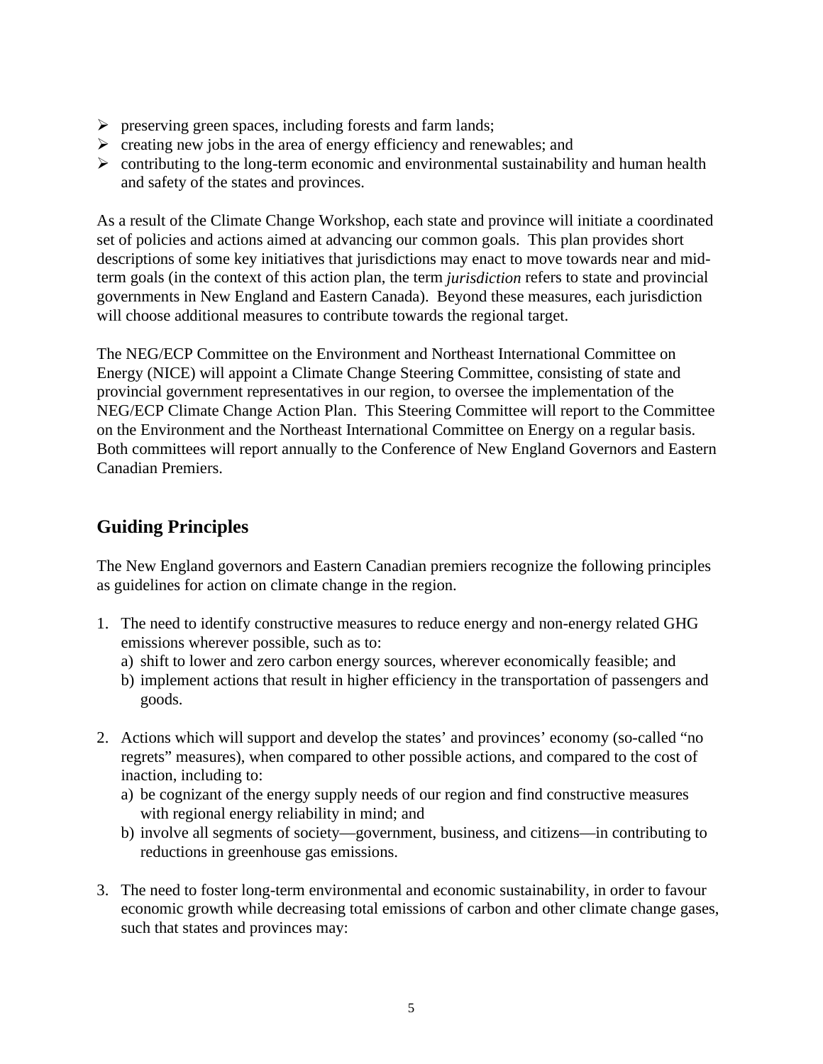- preserving green spaces, including forests and farm lands;
- creating new jobs in the area of energy efficiency and renewables; and
- contributing to the long-term economic and environmental sustainability and human health and safety of the states and provinces.

As a result of the Climate Change Workshop, each state and province will initiate a coordinated set of policies and actions aimed at advancing our common goals. This plan provides short descriptions of some key initiatives that jurisdictions may enact to move towards near and mid-term goals (in the context of this action plan, the term *jurisdiction* refers to state and provincial governments in New England and Eastern Canada). Beyond these measures, each jurisdiction will choose additional measures to contribute towards the regional target.

The NEG/ECP Committee on the Environment and Northeast International Committee on Energy (NICE) will appoint a Climate Change Steering Committee, consisting of state and provincial government representatives in our region, to oversee the implementation of the NEG/ECP Climate Change Action Plan. This Steering Committee will report to the Committee on the Environment and the Northeast International Committee on Energy on a regular basis. Both committees will report annually to the Conference of New England Governors and Eastern Canadian Premiers.

## Guiding Principles

The New England governors and Eastern Canadian premiers recognize the following principles as guidelines for action on climate change in the region.

1. The need to identify constructive measures to reduce energy and non-energy related GHG emissions wherever possible, such as to:
   a) shift to lower and zero carbon energy sources, wherever economically feasible; and
   b) implement actions that result in higher efficiency in the transportation of passengers and goods.

2. Actions which will support and develop the states' and provinces' economy (so-called "no regrets" measures), when compared to other possible actions, and compared to the cost of inaction, including to:
   a) be cognizant of the energy supply needs of our region and find constructive measures with regional energy reliability in mind; and
   b) involve all segments of society—government, business, and citizens—in contributing to reductions in greenhouse gas emissions.

3. The need to foster long-term environmental and economic sustainability, in order to favour economic growth while decreasing total emissions of carbon and other climate change gases, such that states and provinces may: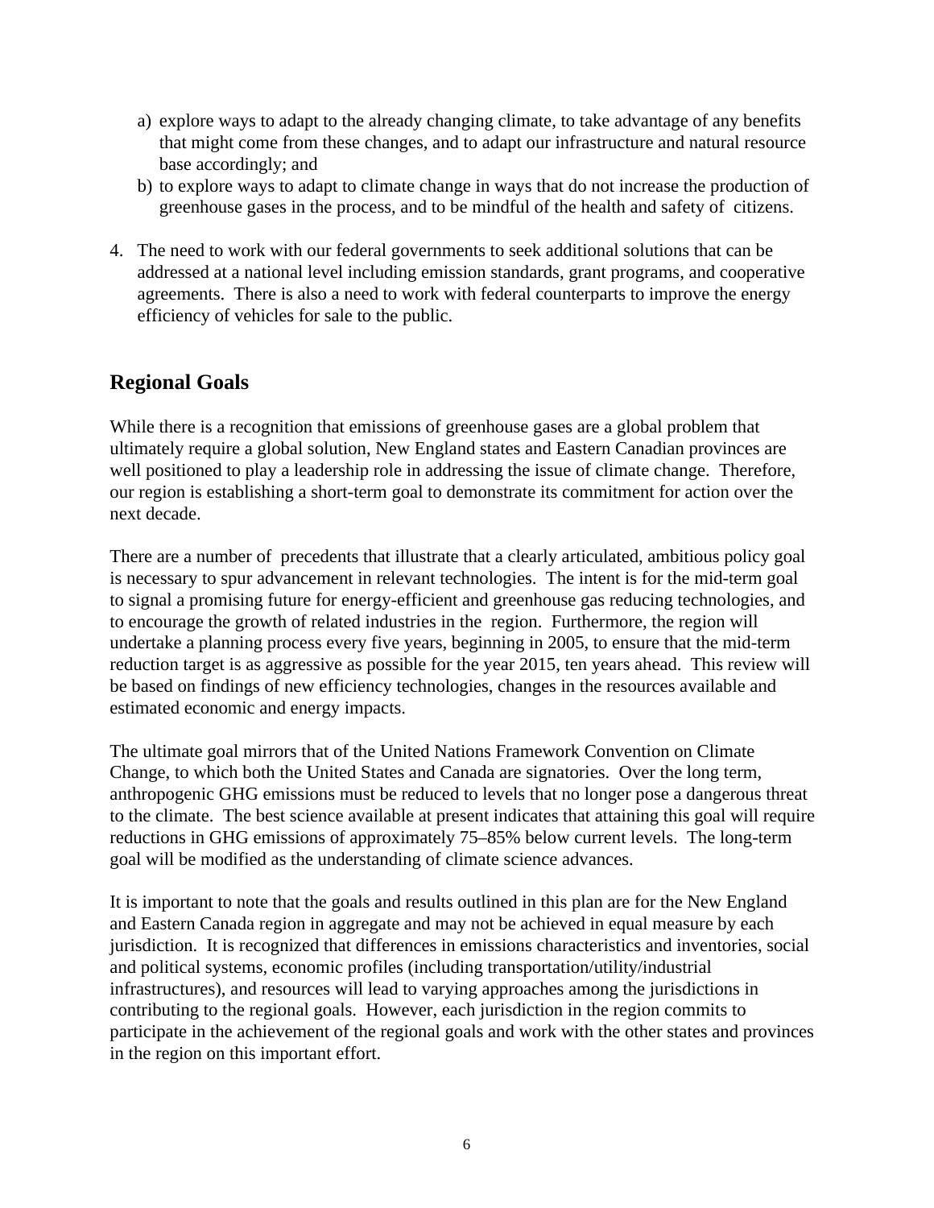a) explore ways to adapt to the already changing climate, to take advantage of any benefits that might come from these changes, and to adapt our infrastructure and natural resource base accordingly; and
b) to explore ways to adapt to climate change in ways that do not increase the production of greenhouse gases in the process, and to be mindful of the health and safety of citizens.

4. The need to work with our federal governments to seek additional solutions that can be addressed at a national level including emission standards, grant programs, and cooperative agreements. There is also a need to work with federal counterparts to improve the energy efficiency of vehicles for sale to the public.

## Regional Goals

While there is a recognition that emissions of greenhouse gases are a global problem that ultimately require a global solution, New England states and Eastern Canadian provinces are well positioned to play a leadership role in addressing the issue of climate change. Therefore, our region is establishing a short-term goal to demonstrate its commitment for action over the next decade.

There are a number of precedents that illustrate that a clearly articulated, ambitious policy goal is necessary to spur advancement in relevant technologies. The intent is for the mid-term goal to signal a promising future for energy-efficient and greenhouse gas reducing technologies, and to encourage the growth of related industries in the region. Furthermore, the region will undertake a planning process every five years, beginning in 2005, to ensure that the mid-term reduction target is as aggressive as possible for the year 2015, ten years ahead. This review will be based on findings of new efficiency technologies, changes in the resources available and estimated economic and energy impacts.

The ultimate goal mirrors that of the United Nations Framework Convention on Climate Change, to which both the United States and Canada are signatories. Over the long term, anthropogenic GHG emissions must be reduced to levels that no longer pose a dangerous threat to the climate. The best science available at present indicates that attaining this goal will require reductions in GHG emissions of approximately 75–85% below current levels. The long-term goal will be modified as the understanding of climate science advances.

It is important to note that the goals and results outlined in this plan are for the New England and Eastern Canada region in aggregate and may not be achieved in equal measure by each jurisdiction. It is recognized that differences in emissions characteristics and inventories, social and political systems, economic profiles (including transportation/utility/industrial infrastructures), and resources will lead to varying approaches among the jurisdictions in contributing to the regional goals. However, each jurisdiction in the region commits to participate in the achievement of the regional goals and work with the other states and provinces in the region on this important effort.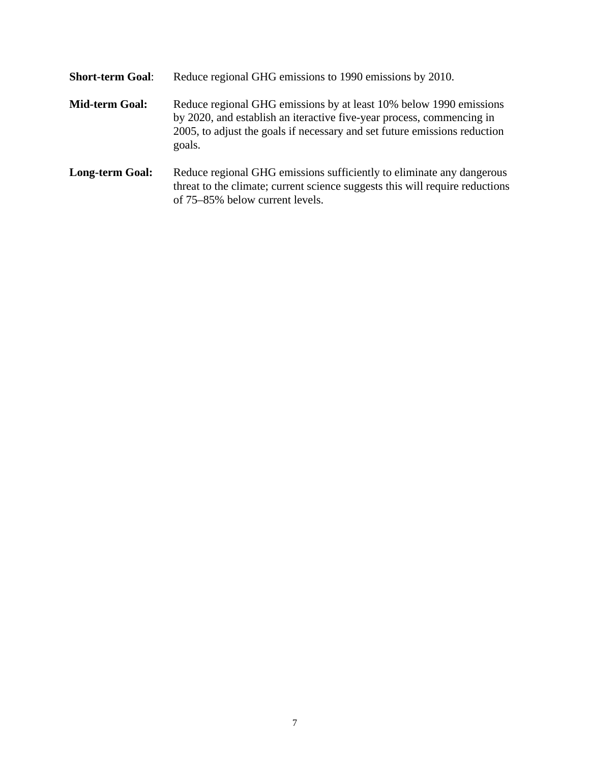**Short-term Goal**: Reduce regional GHG emissions to 1990 emissions by 2010.

**Mid-term Goal:** Reduce regional GHG emissions by at least 10% below 1990 emissions by 2020, and establish an iteractive five-year process, commencing in 2005, to adjust the goals if necessary and set future emissions reduction goals.

**Long-term Goal:** Reduce regional GHG emissions sufficiently to eliminate any dangerous threat to the climate; current science suggests this will require reductions of 75–85% below current levels.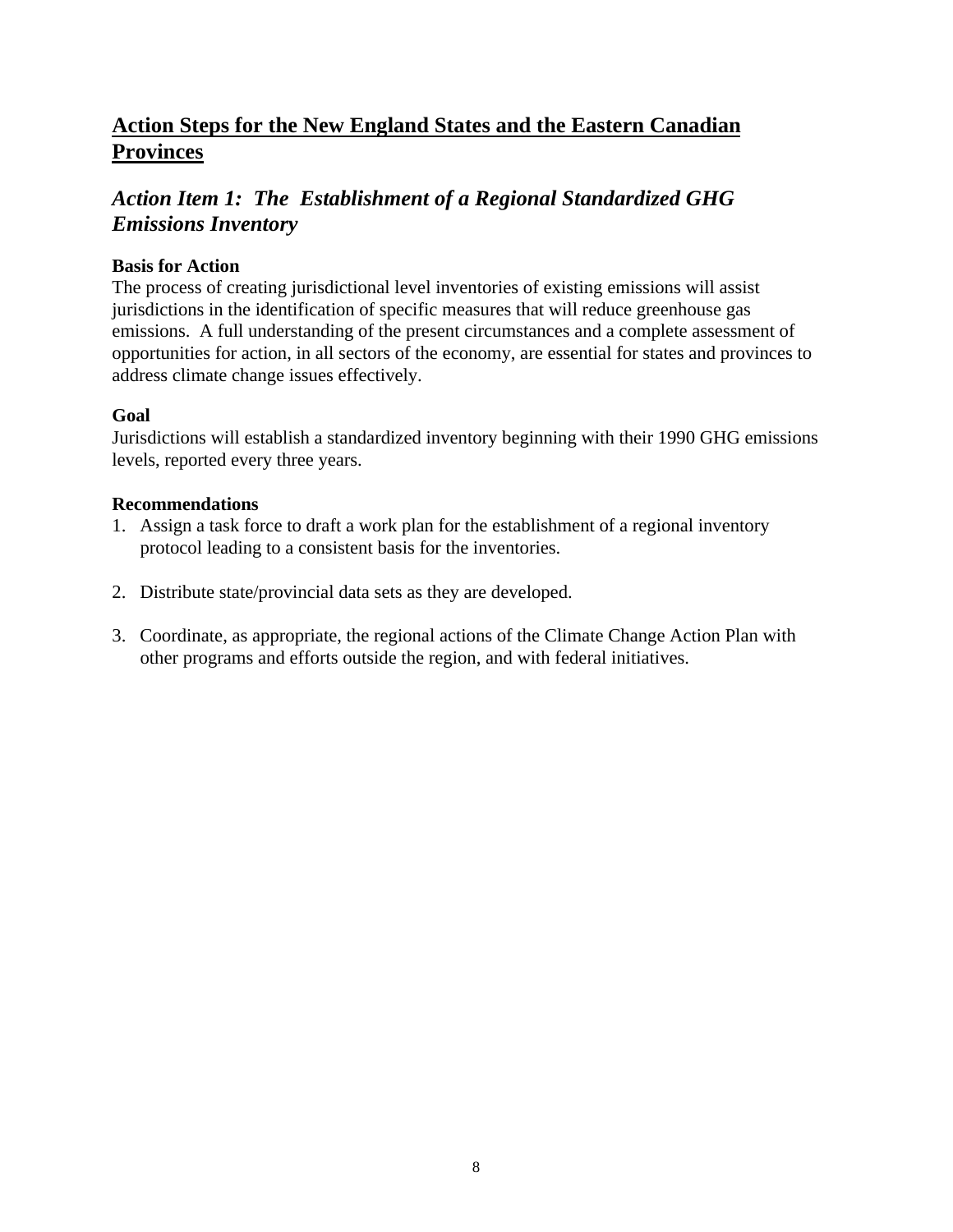## Action Steps for the New England States and the Eastern Canadian Provinces

### *Action Item 1: The Establishment of a Regional Standardized GHG Emissions Inventory*

**Basis for Action**

The process of creating jurisdictional level inventories of existing emissions will assist jurisdictions in the identification of specific measures that will reduce greenhouse gas emissions. A full understanding of the present circumstances and a complete assessment of opportunities for action, in all sectors of the economy, are essential for states and provinces to address climate change issues effectively.

**Goal**

Jurisdictions will establish a standardized inventory beginning with their 1990 GHG emissions levels, reported every three years.

**Recommendations**

1. Assign a task force to draft a work plan for the establishment of a regional inventory protocol leading to a consistent basis for the inventories.

2. Distribute state/provincial data sets as they are developed.

3. Coordinate, as appropriate, the regional actions of the Climate Change Action Plan with other programs and efforts outside the region, and with federal initiatives.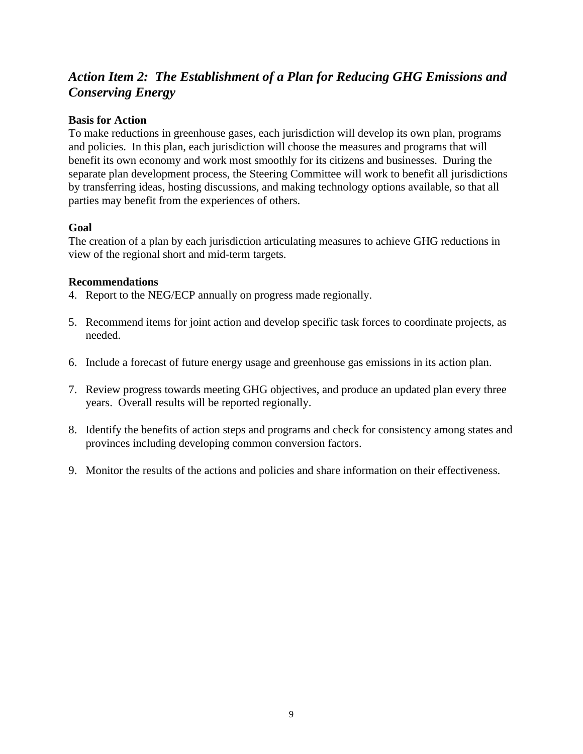## *Action Item 2: The Establishment of a Plan for Reducing GHG Emissions and Conserving Energy*

**Basis for Action**

To make reductions in greenhouse gases, each jurisdiction will develop its own plan, programs and policies. In this plan, each jurisdiction will choose the measures and programs that will benefit its own economy and work most smoothly for its citizens and businesses. During the separate plan development process, the Steering Committee will work to benefit all jurisdictions by transferring ideas, hosting discussions, and making technology options available, so that all parties may benefit from the experiences of others.

**Goal**

The creation of a plan by each jurisdiction articulating measures to achieve GHG reductions in view of the regional short and mid-term targets.

**Recommendations**

4. Report to the NEG/ECP annually on progress made regionally.

5. Recommend items for joint action and develop specific task forces to coordinate projects, as needed.

6. Include a forecast of future energy usage and greenhouse gas emissions in its action plan.

7. Review progress towards meeting GHG objectives, and produce an updated plan every three years. Overall results will be reported regionally.

8. Identify the benefits of action steps and programs and check for consistency among states and provinces including developing common conversion factors.

9. Monitor the results of the actions and policies and share information on their effectiveness.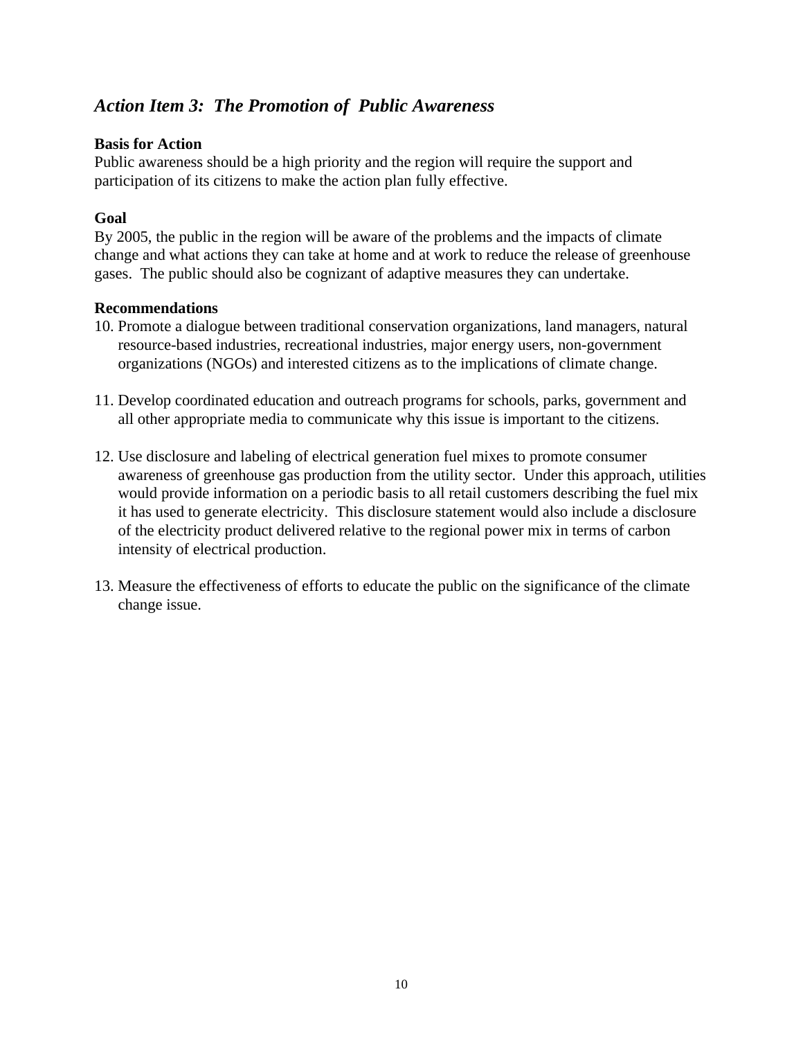## *Action Item 3: The Promotion of Public Awareness*

**Basis for Action**

Public awareness should be a high priority and the region will require the support and participation of its citizens to make the action plan fully effective.

**Goal**

By 2005, the public in the region will be aware of the problems and the impacts of climate change and what actions they can take at home and at work to reduce the release of greenhouse gases. The public should also be cognizant of adaptive measures they can undertake.

**Recommendations**

10. Promote a dialogue between traditional conservation organizations, land managers, natural resource-based industries, recreational industries, major energy users, non-government organizations (NGOs) and interested citizens as to the implications of climate change.

11. Develop coordinated education and outreach programs for schools, parks, government and all other appropriate media to communicate why this issue is important to the citizens.

12. Use disclosure and labeling of electrical generation fuel mixes to promote consumer awareness of greenhouse gas production from the utility sector. Under this approach, utilities would provide information on a periodic basis to all retail customers describing the fuel mix it has used to generate electricity. This disclosure statement would also include a disclosure of the electricity product delivered relative to the regional power mix in terms of carbon intensity of electrical production.

13. Measure the effectiveness of efforts to educate the public on the significance of the climate change issue.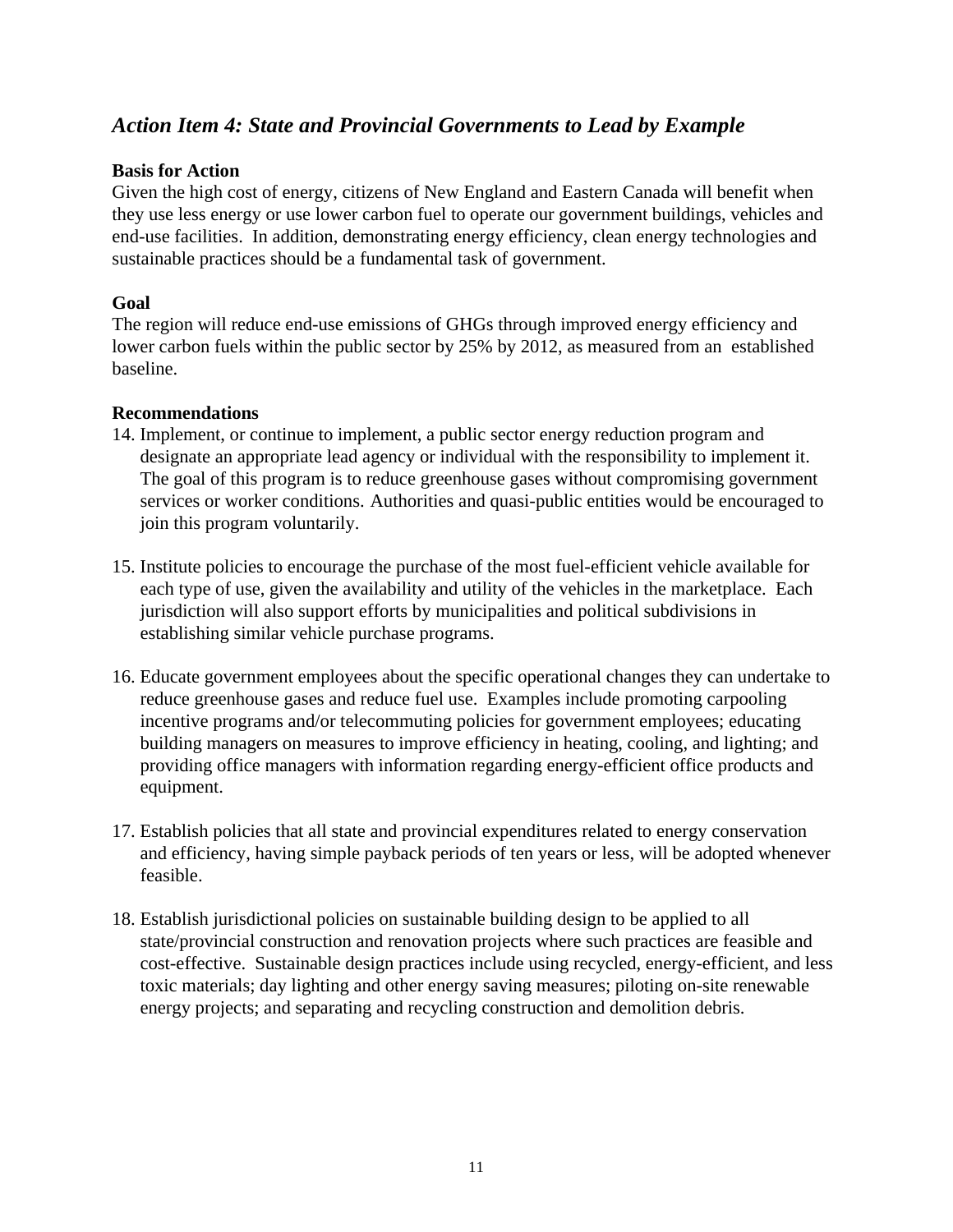## *Action Item 4: State and Provincial Governments to Lead by Example*

**Basis for Action**

Given the high cost of energy, citizens of New England and Eastern Canada will benefit when they use less energy or use lower carbon fuel to operate our government buildings, vehicles and end-use facilities. In addition, demonstrating energy efficiency, clean energy technologies and sustainable practices should be a fundamental task of government.

**Goal**

The region will reduce end-use emissions of GHGs through improved energy efficiency and lower carbon fuels within the public sector by 25% by 2012, as measured from an established baseline.

**Recommendations**

14. Implement, or continue to implement, a public sector energy reduction program and designate an appropriate lead agency or individual with the responsibility to implement it. The goal of this program is to reduce greenhouse gases without compromising government services or worker conditions. Authorities and quasi-public entities would be encouraged to join this program voluntarily.

15. Institute policies to encourage the purchase of the most fuel-efficient vehicle available for each type of use, given the availability and utility of the vehicles in the marketplace. Each jurisdiction will also support efforts by municipalities and political subdivisions in establishing similar vehicle purchase programs.

16. Educate government employees about the specific operational changes they can undertake to reduce greenhouse gases and reduce fuel use. Examples include promoting carpooling incentive programs and/or telecommuting policies for government employees; educating building managers on measures to improve efficiency in heating, cooling, and lighting; and providing office managers with information regarding energy-efficient office products and equipment.

17. Establish policies that all state and provincial expenditures related to energy conservation and efficiency, having simple payback periods of ten years or less, will be adopted whenever feasible.

18. Establish jurisdictional policies on sustainable building design to be applied to all state/provincial construction and renovation projects where such practices are feasible and cost-effective. Sustainable design practices include using recycled, energy-efficient, and less toxic materials; day lighting and other energy saving measures; piloting on-site renewable energy projects; and separating and recycling construction and demolition debris.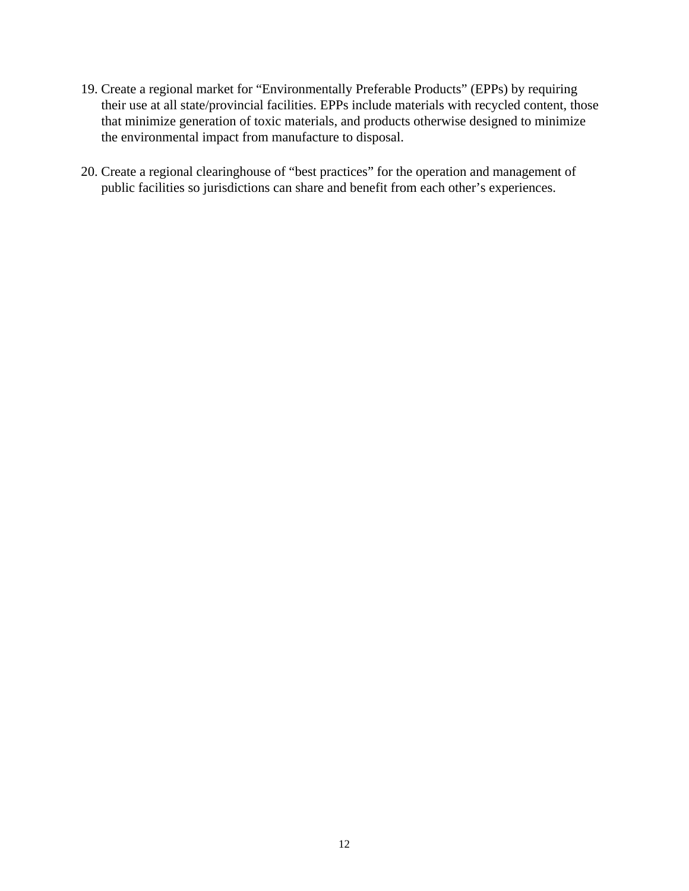19. Create a regional market for "Environmentally Preferable Products" (EPPs) by requiring their use at all state/provincial facilities. EPPs include materials with recycled content, those that minimize generation of toxic materials, and products otherwise designed to minimize the environmental impact from manufacture to disposal.

20. Create a regional clearinghouse of "best practices" for the operation and management of public facilities so jurisdictions can share and benefit from each other's experiences.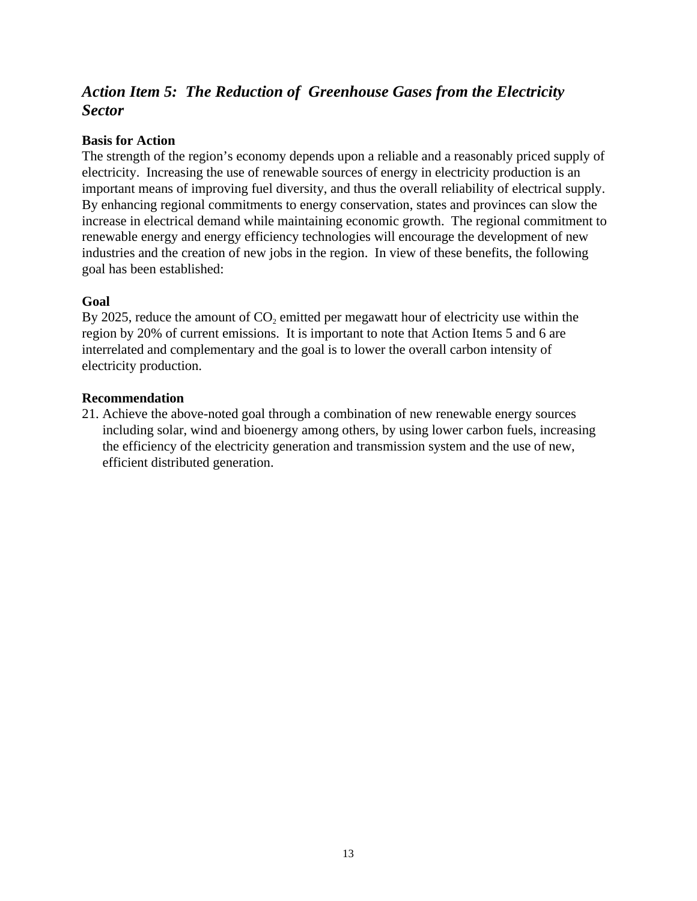## *Action Item 5: The Reduction of Greenhouse Gases from the Electricity Sector*

**Basis for Action**

The strength of the region's economy depends upon a reliable and a reasonably priced supply of electricity. Increasing the use of renewable sources of energy in electricity production is an important means of improving fuel diversity, and thus the overall reliability of electrical supply. By enhancing regional commitments to energy conservation, states and provinces can slow the increase in electrical demand while maintaining economic growth. The regional commitment to renewable energy and energy efficiency technologies will encourage the development of new industries and the creation of new jobs in the region. In view of these benefits, the following goal has been established:

**Goal**

By 2025, reduce the amount of $CO_2$ emitted per megawatt hour of electricity use within the region by 20% of current emissions. It is important to note that Action Items 5 and 6 are interrelated and complementary and the goal is to lower the overall carbon intensity of electricity production.

**Recommendation**

21. Achieve the above-noted goal through a combination of new renewable energy sources including solar, wind and bioenergy among others, by using lower carbon fuels, increasing the efficiency of the electricity generation and transmission system and the use of new, efficient distributed generation.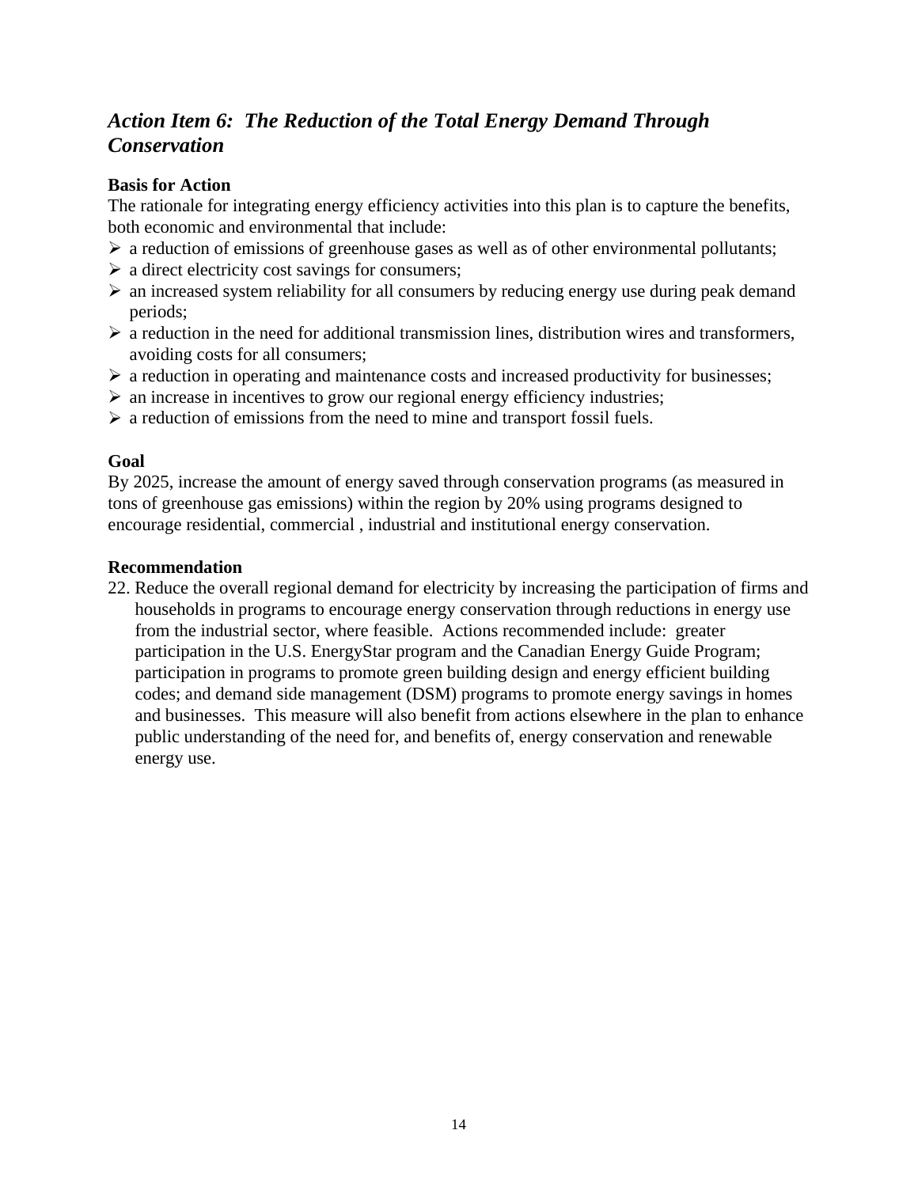## *Action Item 6: The Reduction of the Total Energy Demand Through Conservation*

**Basis for Action**

The rationale for integrating energy efficiency activities into this plan is to capture the benefits, both economic and environmental that include:

- a reduction of emissions of greenhouse gases as well as of other environmental pollutants;
- a direct electricity cost savings for consumers;
- an increased system reliability for all consumers by reducing energy use during peak demand periods;
- a reduction in the need for additional transmission lines, distribution wires and transformers, avoiding costs for all consumers;
- a reduction in operating and maintenance costs and increased productivity for businesses;
- an increase in incentives to grow our regional energy efficiency industries;
- a reduction of emissions from the need to mine and transport fossil fuels.

**Goal**

By 2025, increase the amount of energy saved through conservation programs (as measured in tons of greenhouse gas emissions) within the region by 20% using programs designed to encourage residential, commercial , industrial and institutional energy conservation.

**Recommendation**

22. Reduce the overall regional demand for electricity by increasing the participation of firms and households in programs to encourage energy conservation through reductions in energy use from the industrial sector, where feasible. Actions recommended include: greater participation in the U.S. EnergyStar program and the Canadian Energy Guide Program; participation in programs to promote green building design and energy efficient building codes; and demand side management (DSM) programs to promote energy savings in homes and businesses. This measure will also benefit from actions elsewhere in the plan to enhance public understanding of the need for, and benefits of, energy conservation and renewable energy use.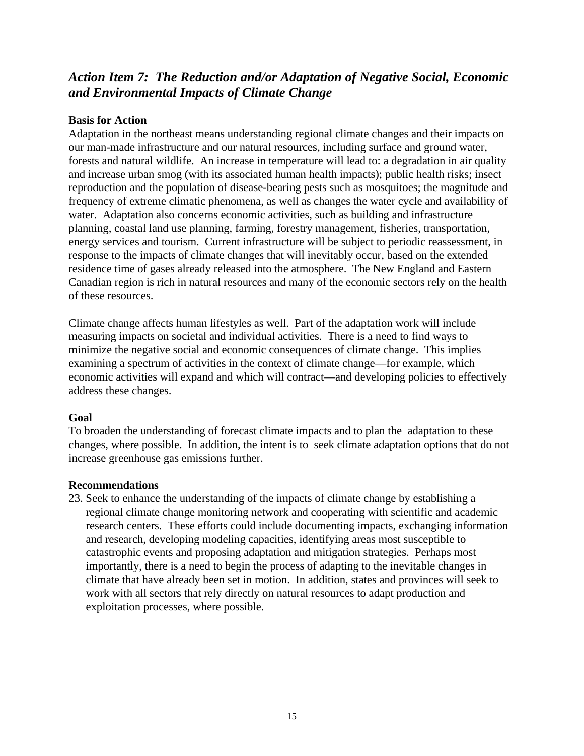## *Action Item 7: The Reduction and/or Adaptation of Negative Social, Economic and Environmental Impacts of Climate Change*

**Basis for Action**

Adaptation in the northeast means understanding regional climate changes and their impacts on our man-made infrastructure and our natural resources, including surface and ground water, forests and natural wildlife. An increase in temperature will lead to: a degradation in air quality and increase urban smog (with its associated human health impacts); public health risks; insect reproduction and the population of disease-bearing pests such as mosquitoes; the magnitude and frequency of extreme climatic phenomena, as well as changes the water cycle and availability of water. Adaptation also concerns economic activities, such as building and infrastructure planning, coastal land use planning, farming, forestry management, fisheries, transportation, energy services and tourism. Current infrastructure will be subject to periodic reassessment, in response to the impacts of climate changes that will inevitably occur, based on the extended residence time of gases already released into the atmosphere. The New England and Eastern Canadian region is rich in natural resources and many of the economic sectors rely on the health of these resources.

Climate change affects human lifestyles as well. Part of the adaptation work will include measuring impacts on societal and individual activities. There is a need to find ways to minimize the negative social and economic consequences of climate change. This implies examining a spectrum of activities in the context of climate change—for example, which economic activities will expand and which will contract—and developing policies to effectively address these changes.

**Goal**

To broaden the understanding of forecast climate impacts and to plan the adaptation to these changes, where possible. In addition, the intent is to seek climate adaptation options that do not increase greenhouse gas emissions further.

**Recommendations**

23. Seek to enhance the understanding of the impacts of climate change by establishing a regional climate change monitoring network and cooperating with scientific and academic research centers. These efforts could include documenting impacts, exchanging information and research, developing modeling capacities, identifying areas most susceptible to catastrophic events and proposing adaptation and mitigation strategies. Perhaps most importantly, there is a need to begin the process of adapting to the inevitable changes in climate that have already been set in motion. In addition, states and provinces will seek to work with all sectors that rely directly on natural resources to adapt production and exploitation processes, where possible.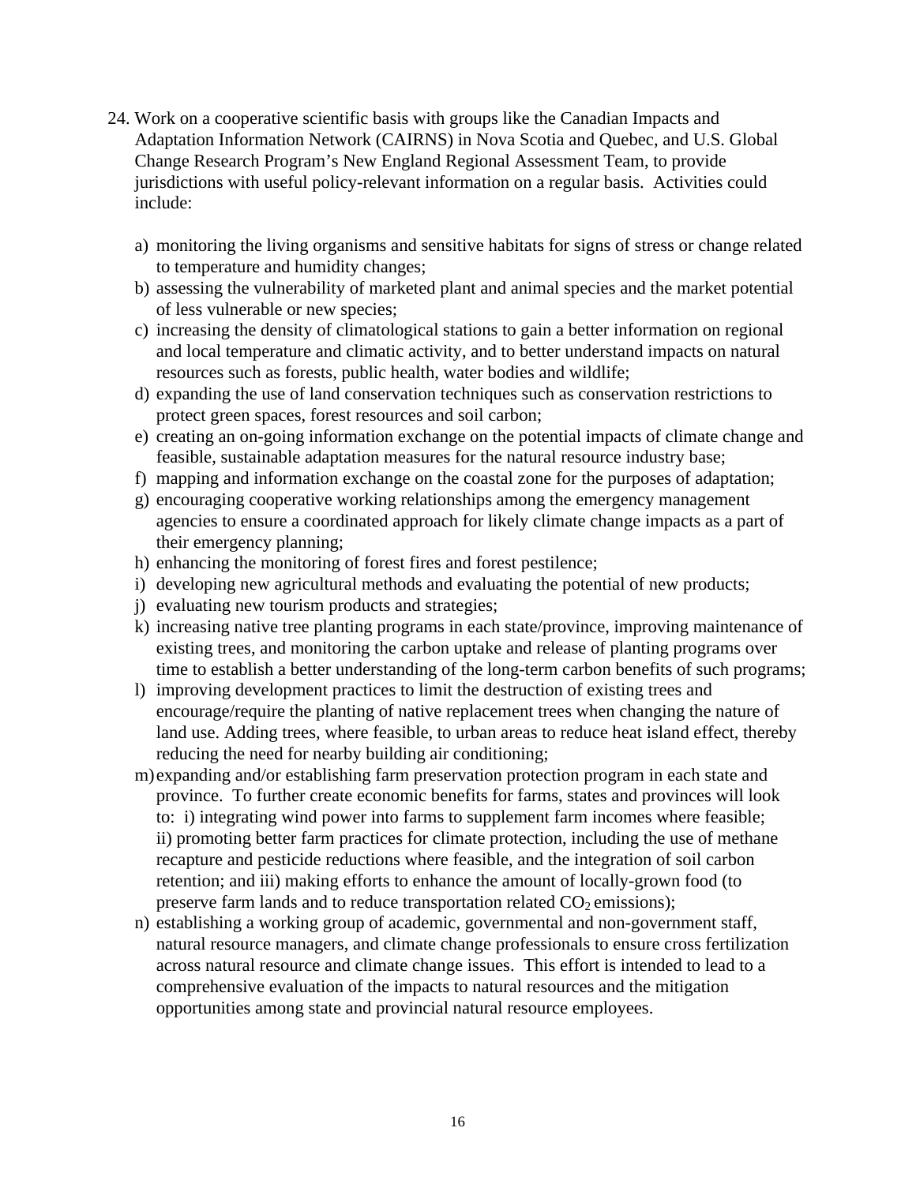24. Work on a cooperative scientific basis with groups like the Canadian Impacts and Adaptation Information Network (CAIRNS) in Nova Scotia and Quebec, and U.S. Global Change Research Program's New England Regional Assessment Team, to provide jurisdictions with useful policy-relevant information on a regular basis. Activities could include:

    a) monitoring the living organisms and sensitive habitats for signs of stress or change related to temperature and humidity changes;
    b) assessing the vulnerability of marketed plant and animal species and the market potential of less vulnerable or new species;
    c) increasing the density of climatological stations to gain a better information on regional and local temperature and climatic activity, and to better understand impacts on natural resources such as forests, public health, water bodies and wildlife;
    d) expanding the use of land conservation techniques such as conservation restrictions to protect green spaces, forest resources and soil carbon;
    e) creating an on-going information exchange on the potential impacts of climate change and feasible, sustainable adaptation measures for the natural resource industry base;
    f) mapping and information exchange on the coastal zone for the purposes of adaptation;
    g) encouraging cooperative working relationships among the emergency management agencies to ensure a coordinated approach for likely climate change impacts as a part of their emergency planning;
    h) enhancing the monitoring of forest fires and forest pestilence;
    i) developing new agricultural methods and evaluating the potential of new products;
    j) evaluating new tourism products and strategies;
    k) increasing native tree planting programs in each state/province, improving maintenance of existing trees, and monitoring the carbon uptake and release of planting programs over time to establish a better understanding of the long-term carbon benefits of such programs;
    l) improving development practices to limit the destruction of existing trees and encourage/require the planting of native replacement trees when changing the nature of land use. Adding trees, where feasible, to urban areas to reduce heat island effect, thereby reducing the need for nearby building air conditioning;
    m) expanding and/or establishing farm preservation protection program in each state and province. To further create economic benefits for farms, states and provinces will look to: i) integrating wind power into farms to supplement farm incomes where feasible; ii) promoting better farm practices for climate protection, including the use of methane recapture and pesticide reductions where feasible, and the integration of soil carbon retention; and iii) making efforts to enhance the amount of locally-grown food (to preserve farm lands and to reduce transportation related $CO_2$ emissions);
    n) establishing a working group of academic, governmental and non-government staff, natural resource managers, and climate change professionals to ensure cross fertilization across natural resource and climate change issues. This effort is intended to lead to a comprehensive evaluation of the impacts to natural resources and the mitigation opportunities among state and provincial natural resource employees.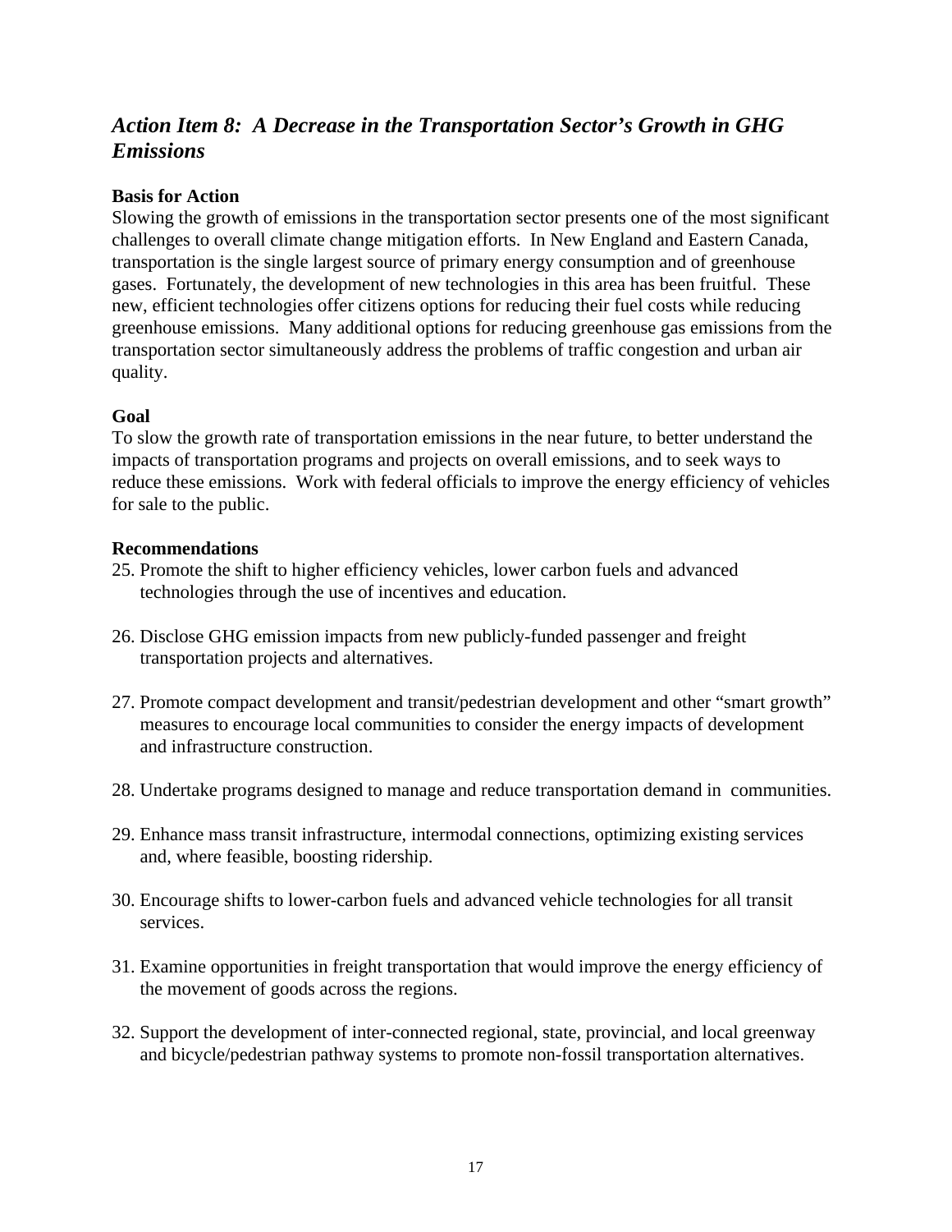## *Action Item 8: A Decrease in the Transportation Sector's Growth in GHG Emissions*

**Basis for Action**
Slowing the growth of emissions in the transportation sector presents one of the most significant challenges to overall climate change mitigation efforts. In New England and Eastern Canada, transportation is the single largest source of primary energy consumption and of greenhouse gases. Fortunately, the development of new technologies in this area has been fruitful. These new, efficient technologies offer citizens options for reducing their fuel costs while reducing greenhouse emissions. Many additional options for reducing greenhouse gas emissions from the transportation sector simultaneously address the problems of traffic congestion and urban air quality.

**Goal**
To slow the growth rate of transportation emissions in the near future, to better understand the impacts of transportation programs and projects on overall emissions, and to seek ways to reduce these emissions. Work with federal officials to improve the energy efficiency of vehicles for sale to the public.

**Recommendations**

25. Promote the shift to higher efficiency vehicles, lower carbon fuels and advanced technologies through the use of incentives and education.

26. Disclose GHG emission impacts from new publicly-funded passenger and freight transportation projects and alternatives.

27. Promote compact development and transit/pedestrian development and other "smart growth" measures to encourage local communities to consider the energy impacts of development and infrastructure construction.

28. Undertake programs designed to manage and reduce transportation demand in communities.

29. Enhance mass transit infrastructure, intermodal connections, optimizing existing services and, where feasible, boosting ridership.

30. Encourage shifts to lower-carbon fuels and advanced vehicle technologies for all transit services.

31. Examine opportunities in freight transportation that would improve the energy efficiency of the movement of goods across the regions.

32. Support the development of inter-connected regional, state, provincial, and local greenway and bicycle/pedestrian pathway systems to promote non-fossil transportation alternatives.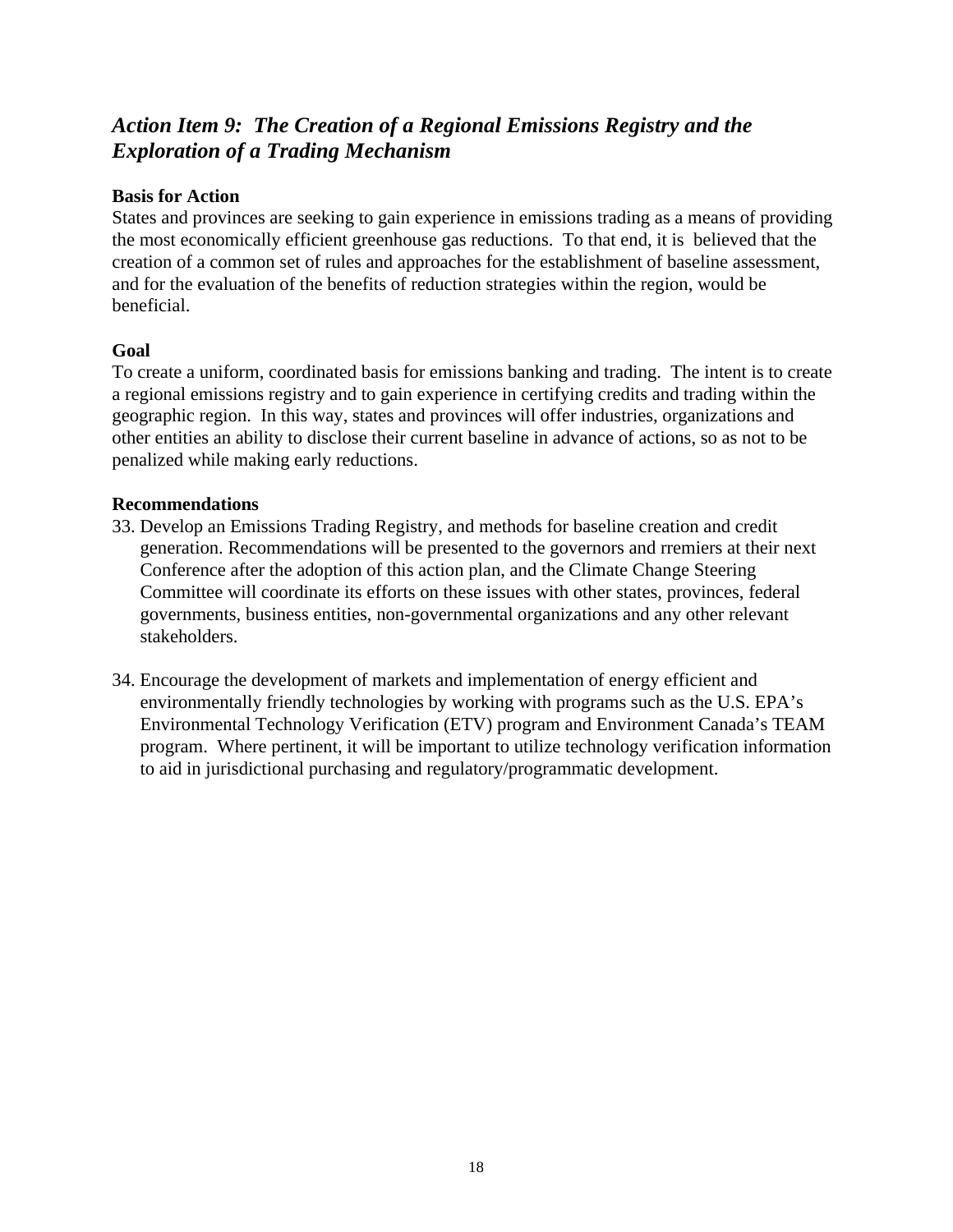## *Action Item 9: The Creation of a Regional Emissions Registry and the Exploration of a Trading Mechanism*

**Basis for Action**

States and provinces are seeking to gain experience in emissions trading as a means of providing the most economically efficient greenhouse gas reductions. To that end, it is believed that the creation of a common set of rules and approaches for the establishment of baseline assessment, and for the evaluation of the benefits of reduction strategies within the region, would be beneficial.

**Goal**

To create a uniform, coordinated basis for emissions banking and trading. The intent is to create a regional emissions registry and to gain experience in certifying credits and trading within the geographic region. In this way, states and provinces will offer industries, organizations and other entities an ability to disclose their current baseline in advance of actions, so as not to be penalized while making early reductions.

**Recommendations**

33. Develop an Emissions Trading Registry, and methods for baseline creation and credit generation. Recommendations will be presented to the governors and rremiers at their next Conference after the adoption of this action plan, and the Climate Change Steering Committee will coordinate its efforts on these issues with other states, provinces, federal governments, business entities, non-governmental organizations and any other relevant stakeholders.

34. Encourage the development of markets and implementation of energy efficient and environmentally friendly technologies by working with programs such as the U.S. EPA's Environmental Technology Verification (ETV) program and Environment Canada's TEAM program. Where pertinent, it will be important to utilize technology verification information to aid in jurisdictional purchasing and regulatory/programmatic development.